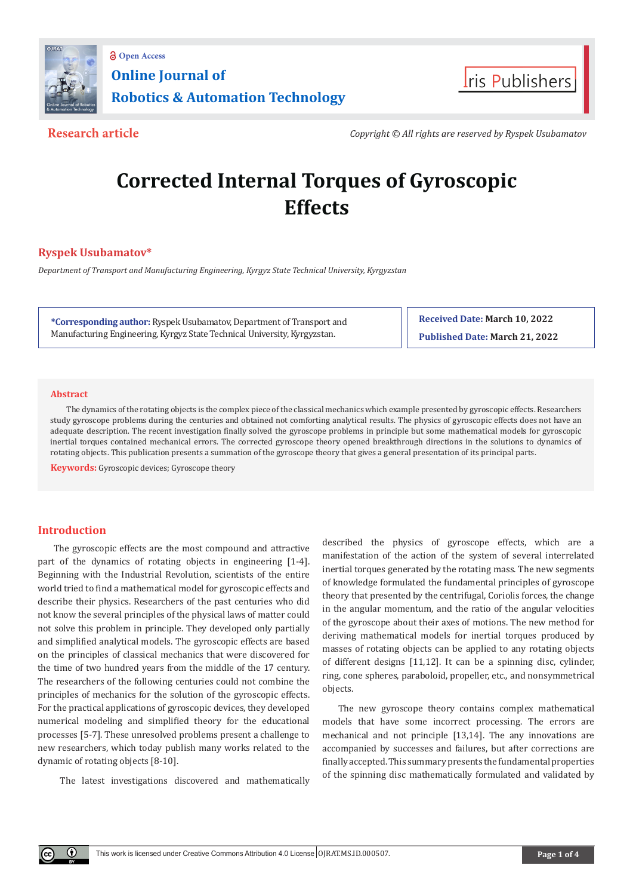Open Access

Online Journal of Robotics & Automation Technology

**Research article**

*Copyright © All rights are reserved by Ryspek Usubamatov*

# Corrected Internal Torques of Gyroscopic Effects

## Ryspek Usubamatov*

*Department of Transport and Manufacturing Engineering, Kyrgyz State Technical University, Kyrgyzstan*

**\*Corresponding author:** Ryspek Usubamatov, Department of Transport and Manufacturing Engineering, Kyrgyz State Technical University, Kyrgyzstan.

**Received Date:** March 10, 2022

**Published Date:** March 21, 2022

## Abstract

The dynamics of the rotating objects is the complex piece of the classical mechanics which example presented by gyroscopic effects. Researchers study gyroscope problems during the centuries and obtained not comforting analytical results. The physics of gyroscopic effects does not have an adequate description. The recent investigation finally solved the gyroscope problems in principle but some mathematical models for gyroscopic inertial torques contained mechanical errors. The corrected gyroscope theory opened breakthrough directions in the solutions to dynamics of rotating objects. This publication presents a summation of the gyroscope theory that gives a general presentation of its principal parts.

**Keywords:** Gyroscopic devices; Gyroscope theory

## Introduction

The gyroscopic effects are the most compound and attractive part of the dynamics of rotating objects in engineering [1-4]. Beginning with the Industrial Revolution, scientists of the entire world tried to find a mathematical model for gyroscopic effects and describe their physics. Researchers of the past centuries who did not know the several principles of the physical laws of matter could not solve this problem in principle. They developed only partially and simplified analytical models. The gyroscopic effects are based on the principles of classical mechanics that were discovered for the time of two hundred years from the middle of the 17 century. The researchers of the following centuries could not combine the principles of mechanics for the solution of the gyroscopic effects. For the practical applications of gyroscopic devices, they developed numerical modeling and simplified theory for the educational processes [5-7]. These unresolved problems present a challenge to new researchers, which today publish many works related to the dynamic of rotating objects [8-10].

The latest investigations discovered and mathematically described the physics of gyroscope effects, which are a manifestation of the action of the system of several interrelated inertial torques generated by the rotating mass. The new segments of knowledge formulated the fundamental principles of gyroscope theory that presented by the centrifugal, Coriolis forces, the change in the angular momentum, and the ratio of the angular velocities of the gyroscope about their axes of motions. The new method for deriving mathematical models for inertial torques produced by masses of rotating objects can be applied to any rotating objects of different designs [11,12]. It can be a spinning disc, cylinder, ring, cone spheres, paraboloid, propeller, etc., and nonsymmetrical objects.

The new gyroscope theory contains complex mathematical models that have some incorrect processing. The errors are mechanical and not principle [13,14]. The any innovations are accompanied by successes and failures, but after corrections are finally accepted. This summary presents the fundamental properties of the spinning disc mathematically formulated and validated by

This work is licensed under Creative Commons Attribution 4.0 License OJRAT.MS.ID.000507.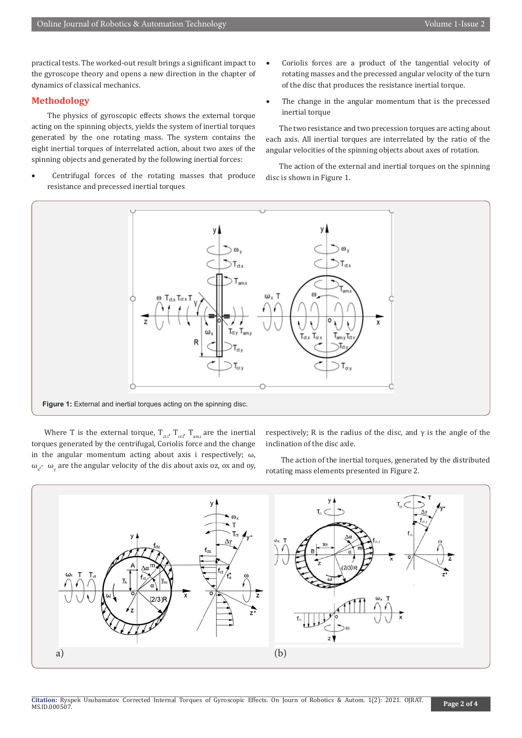practical tests. The worked-out result brings a significant impact to the gyroscope theory and opens a new direction in the chapter of dynamics of classical mechanics.

## Methodology

The physics of gyroscopic effects shows the external torque acting on the spinning objects, yields the system of inertial torques generated by the one rotating mass. The system contains the eight inertial torques of interrelated action, about two axes of the spinning objects and generated by the following inertial forces:

- Centrifugal forces of the rotating masses that produce resistance and precessed inertial torques
- Coriolis forces are a product of the tangential velocity of rotating masses and the precessed angular velocity of the turn of the disc that produces the resistance inertial torque.
- The change in the angular momentum that is the precessed inertial torque

The two resistance and two precession torques are acting about each axis. All inertial torques are interrelated by the ratio of the angular velocities of the spinning objects about axes of rotation.

The action of the external and inertial torques on the spinning disc is shown in Figure 1.

**Figure 1:** External and inertial torques acting on the spinning disc.

Where T is the external torque, $T_{ct.i}$, $T_{cr.i}$, $T_{am.i}$ are the inertial torques generated by the centrifugal, Coriolis force and the change in the angular momentum acting about axis i respectively; ω, $\omega_x$, $\omega_y$ are the angular velocity of the dis about axis oz, ox and oy, respectively; R is the radius of the disc, and γ is the angle of the inclination of the disc axle.

The action of the inertial torques, generated by the distributed rotating mass elements presented in Figure 2.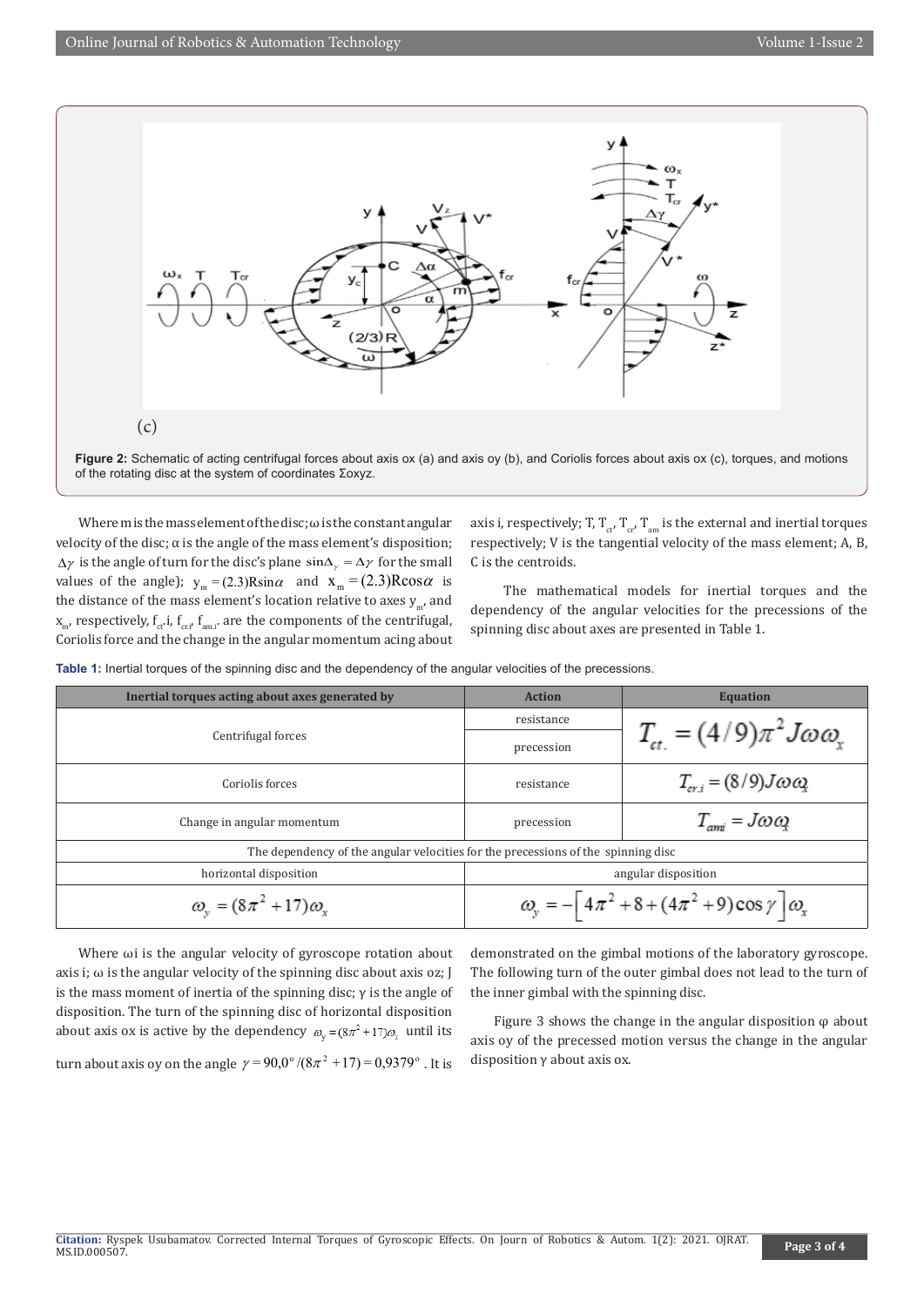(c)

**Figure 2:** Schematic of acting centrifugal forces about axis ox (a) and axis oy (b), and Coriolis forces about axis ox (c), torques, and motions of the rotating disc at the system of coordinates Σoxyz.

Where m is the mass element of the disc; ω is the constant angular velocity of the disc; α is the angle of the mass element's disposition; $\Delta\gamma$ is the angle of turn for the disc's plane $\sin\Delta_\gamma = \Delta\gamma$ for the small values of the angle); $y_m = (2.3)R\sin\alpha$ and $x_m = (2.3)R\cos\alpha$ is the distance of the mass element's location relative to axes $y_m$, and $x_m$, respectively, $f_{ct}.i$, $f_{cr}$, $f_{am.i}$ are the components of the centrifugal, Coriolis force and the change in the angular momentum acing about axis i, respectively; T, $T_{ct}$, $T_{cr}$, $T_{am}$ is the external and inertial torques respectively; V is the tangential velocity of the mass element; A, B, C is the centroids.

The mathematical models for inertial torques and the dependency of the angular velocities for the precessions of the spinning disc about axes are presented in Table 1.

**Table 1:** Inertial torques of the spinning disc and the dependency of the angular velocities of the precessions.

| Inertial torques acting about axes generated by | Action | Equation |
|---|---|---|
| Centrifugal forces | resistance | $T_{ct.} = (4/9)\pi^2 J\omega\omega_x$ |
| | precession | |
| Coriolis forces | resistance | $T_{cr.i} = (8/9)J\omega\omega_x$ |
| Change in angular momentum | precession | $T_{ami} = J\omega\omega_x$ |
| The dependency of the angular velocities for the precessions of the spinning disc | | |
| horizontal disposition | angular disposition | |
| $\omega_y = (8\pi^2 + 17)\omega_x$ | $\omega_y = -\left[4\pi^2 + 8 + (4\pi^2 + 9)\cos\gamma\right]\omega_x$ | |

Where ωi is the angular velocity of gyroscope rotation about axis i; ω is the angular velocity of the spinning disc about axis oz; J is the mass moment of inertia of the spinning disc; γ is the angle of disposition. The turn of the spinning disc of horizontal disposition about axis ox is active by the dependency $\omega_y = (8\pi^2 + 17)\omega_z$ until its turn about axis oy on the angle $\gamma = 90{,}0^\circ/(8\pi^2 + 17) = 0{,}9379^\circ$. It is demonstrated on the gimbal motions of the laboratory gyroscope. The following turn of the outer gimbal does not lead to the turn of the inner gimbal with the spinning disc.

Figure 3 shows the change in the angular disposition φ about axis oy of the precessed motion versus the change in the angular disposition γ about axis ox.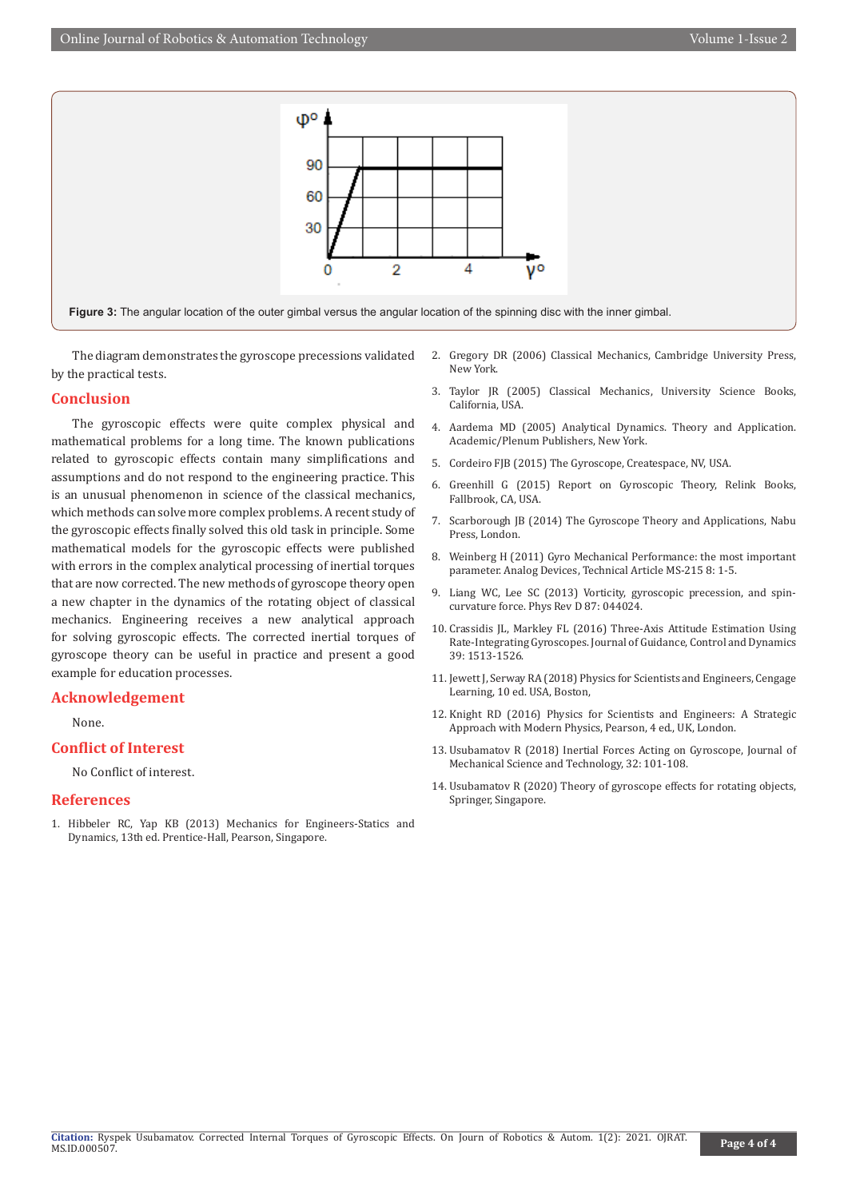φ°

90

60

30

0

2

4

γ°

**Figure 3:** The angular location of the outer gimbal versus the angular location of the spinning disc with the inner gimbal.

The diagram demonstrates the gyroscope precessions validated by the practical tests.

## Conclusion

The gyroscopic effects were quite complex physical and mathematical problems for a long time. The known publications related to gyroscopic effects contain many simplifications and assumptions and do not respond to the engineering practice. This is an unusual phenomenon in science of the classical mechanics, which methods can solve more complex problems. A recent study of the gyroscopic effects finally solved this old task in principle. Some mathematical models for the gyroscopic effects were published with errors in the complex analytical processing of inertial torques that are now corrected. The new methods of gyroscope theory open a new chapter in the dynamics of the rotating object of classical mechanics. Engineering receives a new analytical approach for solving gyroscopic effects. The corrected inertial torques of gyroscope theory can be useful in practice and present a good example for education processes.

## Acknowledgement

None.

## Conflict of Interest

No Conflict of interest.

## References

1. Hibbeler RC, Yap KB (2013) Mechanics for Engineers-Statics and Dynamics, 13th ed. Prentice-Hall, Pearson, Singapore.
2. Gregory DR (2006) Classical Mechanics, Cambridge University Press, New York.
3. Taylor JR (2005) Classical Mechanics, University Science Books, California, USA.
4. Aardema MD (2005) Analytical Dynamics. Theory and Application. Academic/Plenum Publishers, New York.
5. Cordeiro FJB (2015) The Gyroscope, Createspace, NV, USA.
6. Greenhill G (2015) Report on Gyroscopic Theory, Relink Books, Fallbrook, CA, USA.
7. Scarborough JB (2014) The Gyroscope Theory and Applications, Nabu Press, London.
8. Weinberg H (2011) Gyro Mechanical Performance: the most important parameter. Analog Devices, Technical Article MS-215 8: 1-5.
9. Liang WC, Lee SC (2013) Vorticity, gyroscopic precession, and spin-curvature force. Phys Rev D 87: 044024.
10. Crassidis JL, Markley FL (2016) Three-Axis Attitude Estimation Using Rate-Integrating Gyroscopes. Journal of Guidance, Control and Dynamics 39: 1513-1526.
11. Jewett J, Serway RA (2018) Physics for Scientists and Engineers, Cengage Learning, 10 ed. USA, Boston,
12. Knight RD (2016) Physics for Scientists and Engineers: A Strategic Approach with Modern Physics, Pearson, 4 ed., UK, London.
13. Usubamatov R (2018) Inertial Forces Acting on Gyroscope, Journal of Mechanical Science and Technology, 32: 101-108.
14. Usubamatov R (2020) Theory of gyroscope effects for rotating objects, Springer, Singapore.